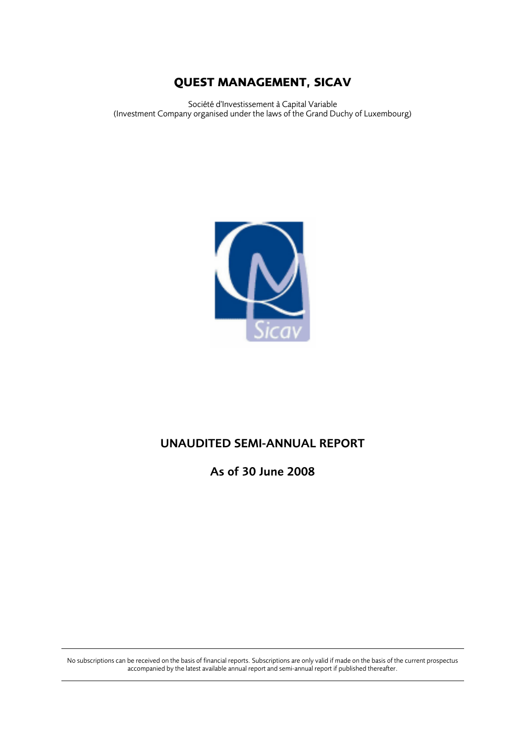# QUEST MANAGEMENT, SICAV

Société d'Investissement à Capital Variable
(Investment Company organised under the laws of the Grand Duchy of Luxembourg)

## UNAUDITED SEMI-ANNUAL REPORT

## As of 30 June 2008

---

No subscriptions can be received on the basis of financial reports. Subscriptions are only valid if made on the basis of the current prospectus accompanied by the latest available annual report and semi-annual report if published thereafter.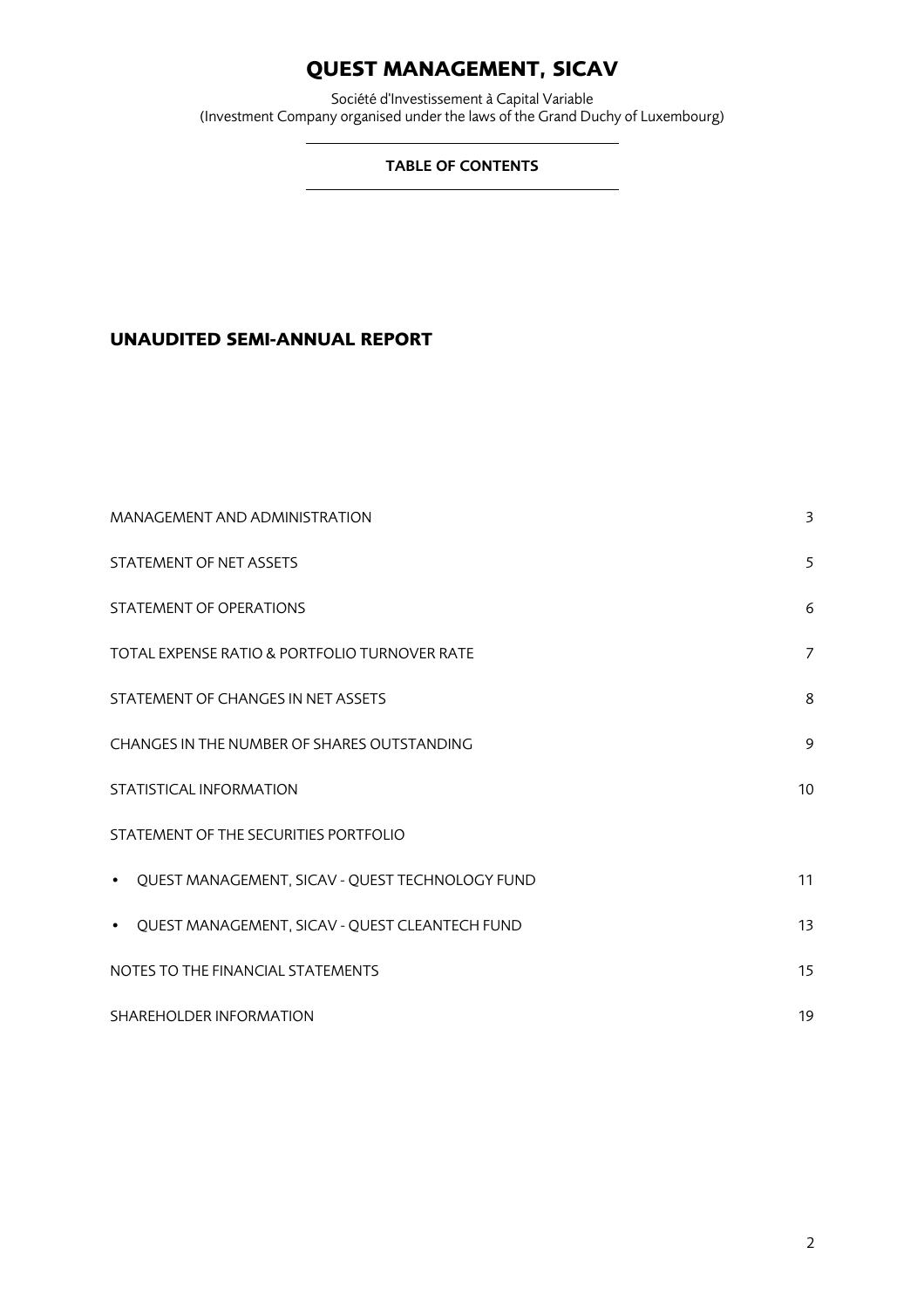# QUEST MANAGEMENT, SICAV

Société d'Investissement à Capital Variable
(Investment Company organised under the laws of the Grand Duchy of Luxembourg)

### TABLE OF CONTENTS

## UNAUDITED SEMI-ANNUAL REPORT

| | |
|---|---|
| MANAGEMENT AND ADMINISTRATION | 3 |
| STATEMENT OF NET ASSETS | 5 |
| STATEMENT OF OPERATIONS | 6 |
| TOTAL EXPENSE RATIO & PORTFOLIO TURNOVER RATE | 7 |
| STATEMENT OF CHANGES IN NET ASSETS | 8 |
| CHANGES IN THE NUMBER OF SHARES OUTSTANDING | 9 |
| STATISTICAL INFORMATION | 10 |
| STATEMENT OF THE SECURITIES PORTFOLIO | |
| • QUEST MANAGEMENT, SICAV - QUEST TECHNOLOGY FUND | 11 |
| • QUEST MANAGEMENT, SICAV - QUEST CLEANTECH FUND | 13 |
| NOTES TO THE FINANCIAL STATEMENTS | 15 |
| SHAREHOLDER INFORMATION | 19 |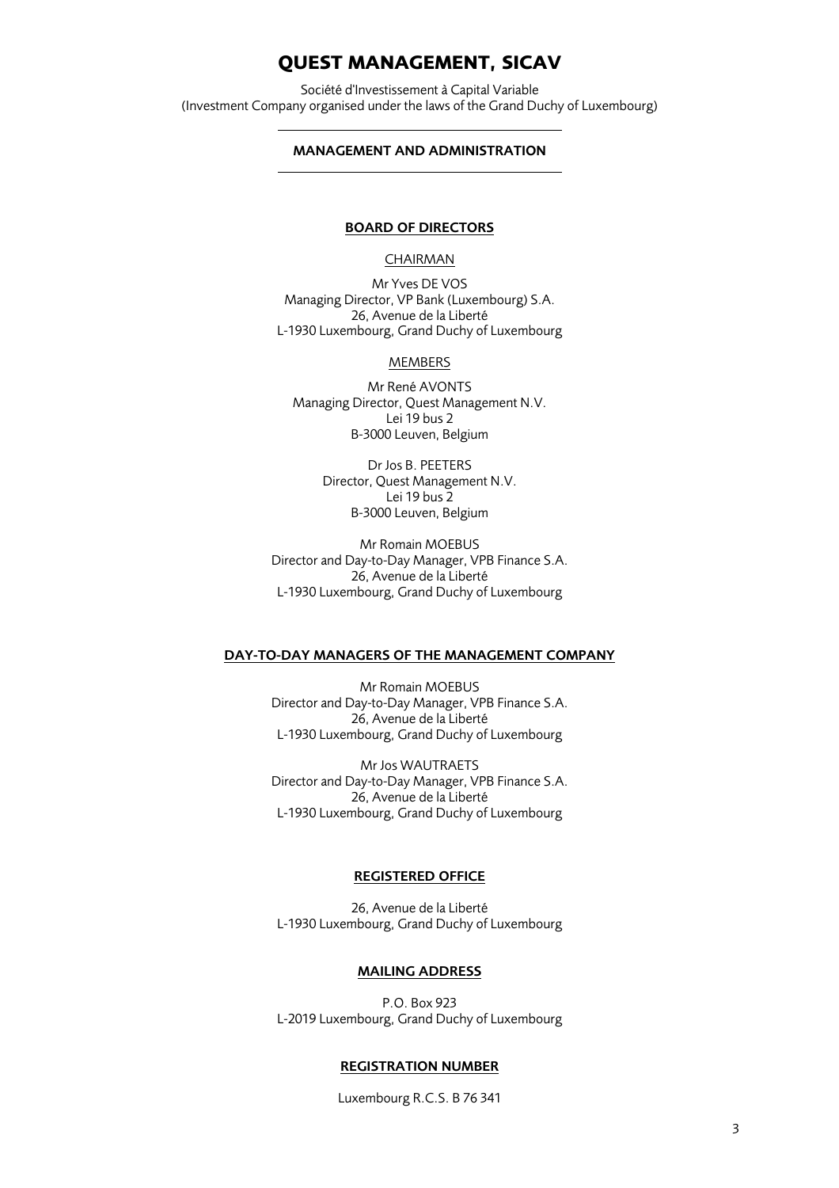# QUEST MANAGEMENT, SICAV

Société d'Investissement à Capital Variable
(Investment Company organised under the laws of the Grand Duchy of Luxembourg)

## MANAGEMENT AND ADMINISTRATION

### BOARD OF DIRECTORS

CHAIRMAN

Mr Yves DE VOS
Managing Director, VP Bank (Luxembourg) S.A.
26, Avenue de la Liberté
L-1930 Luxembourg, Grand Duchy of Luxembourg

MEMBERS

Mr René AVONTS
Managing Director, Quest Management N.V.
Lei 19 bus 2
B-3000 Leuven, Belgium

Dr Jos B. PEETERS
Director, Quest Management N.V.
Lei 19 bus 2
B-3000 Leuven, Belgium

Mr Romain MOEBUS
Director and Day-to-Day Manager, VPB Finance S.A.
26, Avenue de la Liberté
L-1930 Luxembourg, Grand Duchy of Luxembourg

### DAY-TO-DAY MANAGERS OF THE MANAGEMENT COMPANY

Mr Romain MOEBUS
Director and Day-to-Day Manager, VPB Finance S.A.
26, Avenue de la Liberté
L-1930 Luxembourg, Grand Duchy of Luxembourg

Mr Jos WAUTRAETS
Director and Day-to-Day Manager, VPB Finance S.A.
26, Avenue de la Liberté
L-1930 Luxembourg, Grand Duchy of Luxembourg

### REGISTERED OFFICE

26, Avenue de la Liberté
L-1930 Luxembourg, Grand Duchy of Luxembourg

### MAILING ADDRESS

P.O. Box 923
L-2019 Luxembourg, Grand Duchy of Luxembourg

### REGISTRATION NUMBER

Luxembourg R.C.S. B 76 341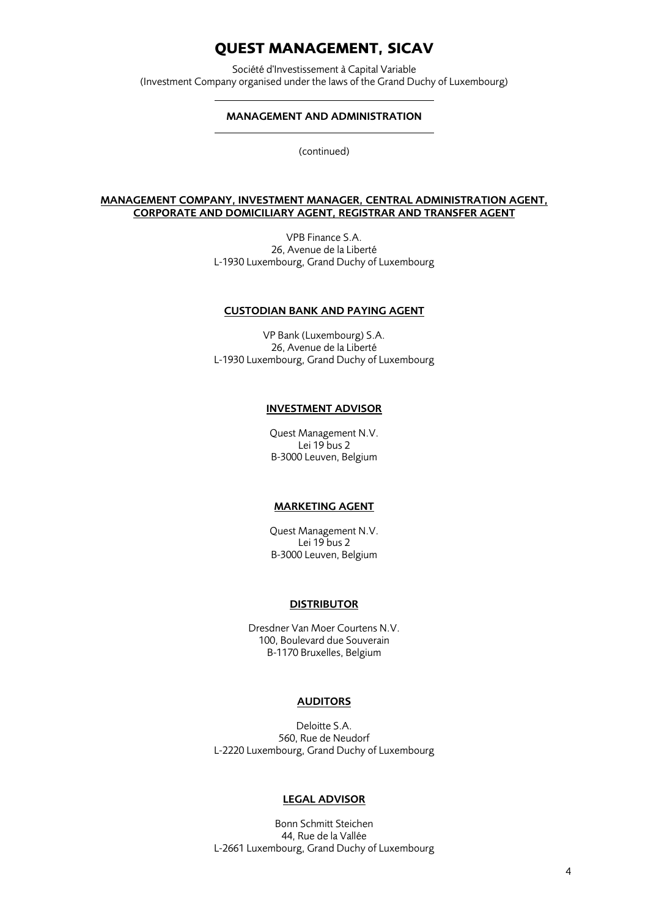# QUEST MANAGEMENT, SICAV

Société d'Investissement à Capital Variable
(Investment Company organised under the laws of the Grand Duchy of Luxembourg)

## MANAGEMENT AND ADMINISTRATION

(continued)

### MANAGEMENT COMPANY, INVESTMENT MANAGER, CENTRAL ADMINISTRATION AGENT, CORPORATE AND DOMICILIARY AGENT, REGISTRAR AND TRANSFER AGENT

VPB Finance S.A.
26, Avenue de la Liberté
L-1930 Luxembourg, Grand Duchy of Luxembourg

### CUSTODIAN BANK AND PAYING AGENT

VP Bank (Luxembourg) S.A.
26, Avenue de la Liberté
L-1930 Luxembourg, Grand Duchy of Luxembourg

### INVESTMENT ADVISOR

Quest Management N.V.
Lei 19 bus 2
B-3000 Leuven, Belgium

### MARKETING AGENT

Quest Management N.V.
Lei 19 bus 2
B-3000 Leuven, Belgium

### DISTRIBUTOR

Dresdner Van Moer Courtens N.V.
100, Boulevard due Souverain
B-1170 Bruxelles, Belgium

### AUDITORS

Deloitte S.A.
560, Rue de Neudorf
L-2220 Luxembourg, Grand Duchy of Luxembourg

### LEGAL ADVISOR

Bonn Schmitt Steichen
44, Rue de la Vallée
L-2661 Luxembourg, Grand Duchy of Luxembourg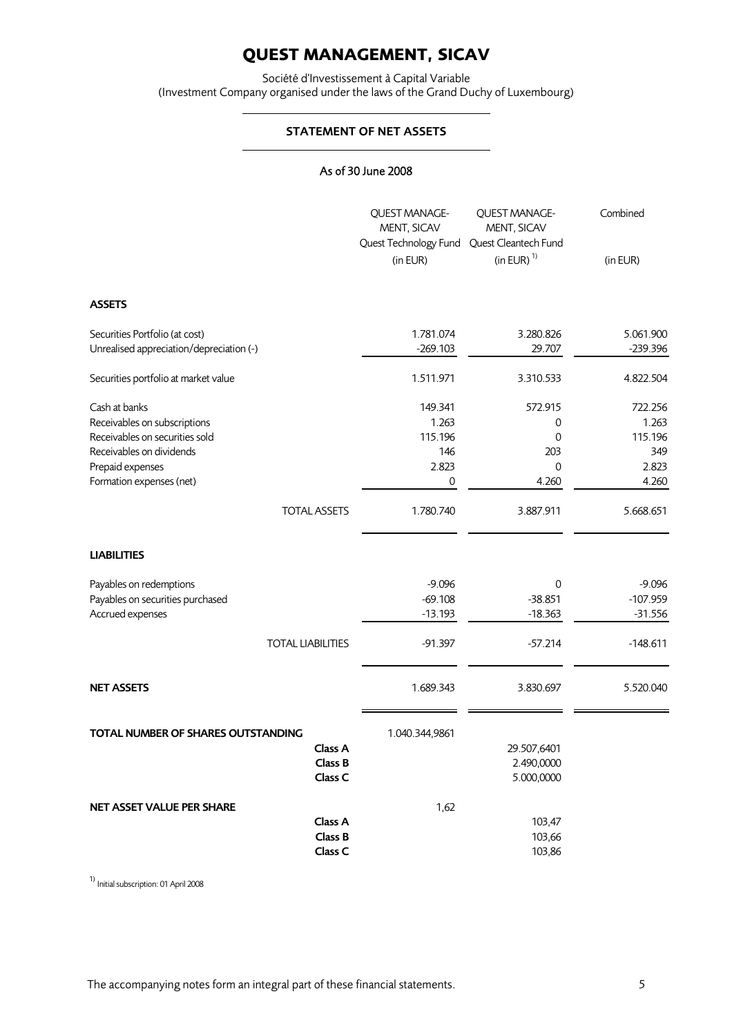# QUEST MANAGEMENT, SICAV

Société d'Investissement à Capital Variable
(Investment Company organised under the laws of the Grand Duchy of Luxembourg)

## STATEMENT OF NET ASSETS

As of 30 June 2008

| | QUEST MANAGE-MENT, SICAV Quest Technology Fund (in EUR) | QUEST MANAGE-MENT, SICAV Quest Cleantech Fund (in EUR) [1] | Combined (in EUR) |
|---|---|---|---|
| **ASSETS** | | | |
| Securities Portfolio (at cost) | 1.781.074 | 3.280.826 | 5.061.900 |
| Unrealised appreciation/depreciation (-) | -269.103 | 29.707 | -239.396 |
| Securities portfolio at market value | 1.511.971 | 3.310.533 | 4.822.504 |
| Cash at banks | 149.341 | 572.915 | 722.256 |
| Receivables on subscriptions | 1.263 | 0 | 1.263 |
| Receivables on securities sold | 115.196 | 0 | 115.196 |
| Receivables on dividends | 146 | 203 | 349 |
| Prepaid expenses | 2.823 | 0 | 2.823 |
| Formation expenses (net) | 0 | 4.260 | 4.260 |
| TOTAL ASSETS | 1.780.740 | 3.887.911 | 5.668.651 |
| **LIABILITIES** | | | |
| Payables on redemptions | -9.096 | 0 | -9.096 |
| Payables on securities purchased | -69.108 | -38.851 | -107.959 |
| Accrued expenses | -13.193 | -18.363 | -31.556 |
| TOTAL LIABILITIES | -91.397 | -57.214 | -148.611 |
| **NET ASSETS** | 1.689.343 | 3.830.697 | 5.520.040 |
| **TOTAL NUMBER OF SHARES OUTSTANDING** | 1.040.344,9861 | | |
| **Class A** | | 29.507,6401 | |
| **Class B** | | 2.490,0000 | |
| **Class C** | | 5.000,0000 | |
| **NET ASSET VALUE PER SHARE** | 1,62 | | |
| **Class A** | | 103,47 | |
| **Class B** | | 103,66 | |
| **Class C** | | 103,86 | |

[1] Initial subscription: 01 April 2008

The accompanying notes form an integral part of these financial statements.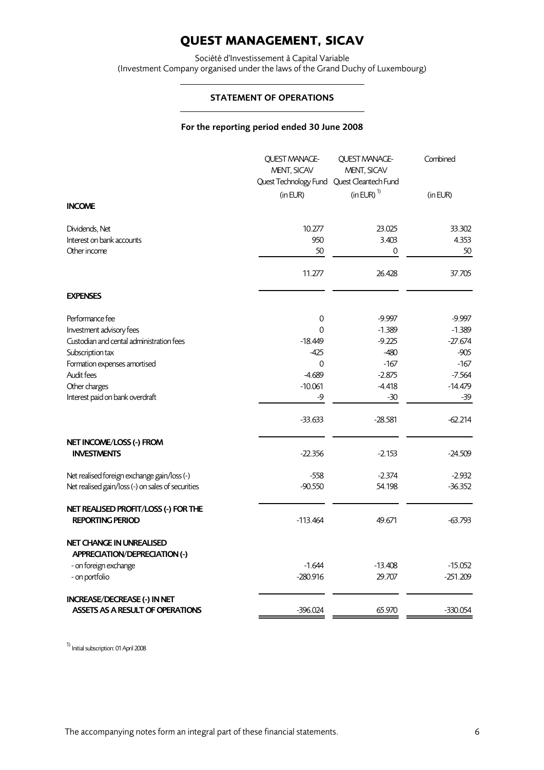# QUEST MANAGEMENT, SICAV

Société d'Investissement à Capital Variable
(Investment Company organised under the laws of the Grand Duchy of Luxembourg)

## STATEMENT OF OPERATIONS

**For the reporting period ended 30 June 2008**

| | QUEST MANAGE-MENT, SICAV Quest Technology Fund (in EUR) | QUEST MANAGE-MENT, SICAV Quest Cleantech Fund (in EUR) [1] | Combined (in EUR) |
|---|---|---|---|
| **INCOME** | | | |
| Dividends, Net | 10.277 | 23.025 | 33.302 |
| Interest on bank accounts | 950 | 3.403 | 4.353 |
| Other income | 50 | 0 | 50 |
| | 11.277 | 26.428 | 37.705 |
| **EXPENSES** | | | |
| Performance fee | 0 | -9.997 | -9.997 |
| Investment advisory fees | 0 | -1.389 | -1.389 |
| Custodian and cental administration fees | -18.449 | -9.225 | -27.674 |
| Subscription tax | -425 | -480 | -905 |
| Formation expenses amortised | 0 | -167 | -167 |
| Audit fees | -4.689 | -2.875 | -7.564 |
| Other charges | -10.061 | -4.418 | -14.479 |
| Interest paid on bank overdraft | -9 | -30 | -39 |
| | -33.633 | -28.581 | -62.214 |
| **NET INCOME/LOSS (-) FROM INVESTMENTS** | -22.356 | -2.153 | -24.509 |
| Net realised foreign exchange gain/loss (-) | -558 | -2.374 | -2.932 |
| Net realised gain/loss (-) on sales of securities | -90.550 | 54.198 | -36.352 |
| **NET REALISED PROFIT/LOSS (-) FOR THE REPORTING PERIOD** | -113.464 | 49.671 | -63.793 |
| **NET CHANGE IN UNREALISED APPRECIATION/DEPRECIATION (-)** | | | |
| - on foreign exchange | -1.644 | -13.408 | -15.052 |
| - on portfolio | -280.916 | 29.707 | -251.209 |
| **INCREASE/DECREASE (-) IN NET ASSETS AS A RESULT OF OPERATIONS** | -396.024 | 65.970 | -330.054 |

[1] Initial subscription: 01 April 2008

The accompanying notes form an integral part of these financial statements.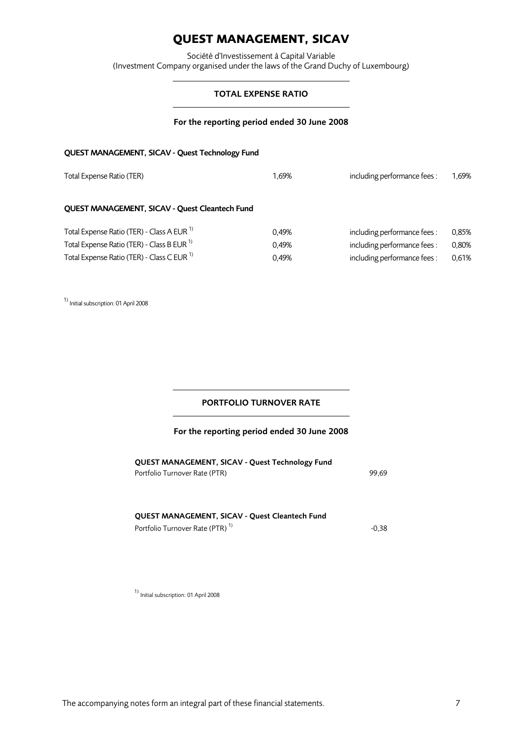# QUEST MANAGEMENT, SICAV

Société d'Investissement à Capital Variable
(Investment Company organised under the laws of the Grand Duchy of Luxembourg)

## TOTAL EXPENSE RATIO

**For the reporting period ended 30 June 2008**

**QUEST MANAGEMENT, SICAV - Quest Technology Fund**

| | | | |
|---|---|---|---|
| Total Expense Ratio (TER) | 1,69% | including performance fees : | 1,69% |

**QUEST MANAGEMENT, SICAV - Quest Cleantech Fund**

| | | | |
|---|---|---|---|
| Total Expense Ratio (TER) - Class A EUR [1)] | 0,49% | including performance fees : | 0,85% |
| Total Expense Ratio (TER) - Class B EUR [1)] | 0,49% | including performance fees : | 0,80% |
| Total Expense Ratio (TER) - Class C EUR [1)] | 0,49% | including performance fees : | 0,61% |

[1)] Initial subscription: 01 April 2008

## PORTFOLIO TURNOVER RATE

**For the reporting period ended 30 June 2008**

**QUEST MANAGEMENT, SICAV - Quest Technology Fund**

| | |
|---|---|
| Portfolio Turnover Rate (PTR) | 99,69 |

**QUEST MANAGEMENT, SICAV - Quest Cleantech Fund**

| | |
|---|---|
| Portfolio Turnover Rate (PTR) [1)] | -0,38 |

[1)] Initial subscription: 01 April 2008

The accompanying notes form an integral part of these financial statements.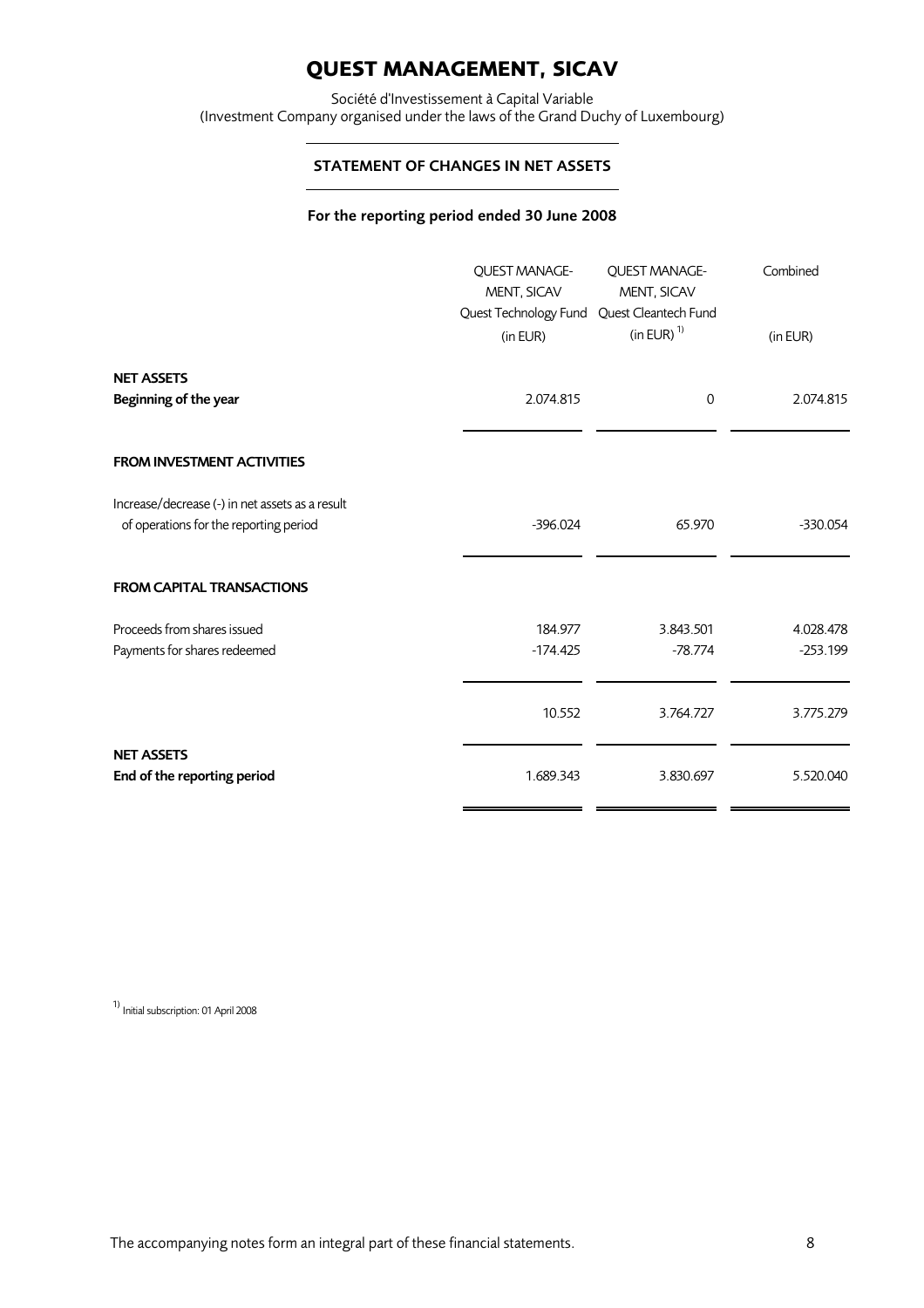# QUEST MANAGEMENT, SICAV

Société d'Investissement à Capital Variable
(Investment Company organised under the laws of the Grand Duchy of Luxembourg)

## STATEMENT OF CHANGES IN NET ASSETS

**For the reporting period ended 30 June 2008**

| | QUEST MANAGE-MENT, SICAV Quest Technology Fund (in EUR) | QUEST MANAGE-MENT, SICAV Quest Cleantech Fund (in EUR) [1] | Combined (in EUR) |
|---|---|---|---|
| **NET ASSETS** | | | |
| **Beginning of the year** | 2.074.815 | 0 | 2.074.815 |
| **FROM INVESTMENT ACTIVITIES** | | | |
| Increase/decrease (-) in net assets as a result of operations for the reporting period | -396.024 | 65.970 | -330.054 |
| **FROM CAPITAL TRANSACTIONS** | | | |
| Proceeds from shares issued | 184.977 | 3.843.501 | 4.028.478 |
| Payments for shares redeemed | -174.425 | -78.774 | -253.199 |
| | 10.552 | 3.764.727 | 3.775.279 |
| **NET ASSETS** | | | |
| **End of the reporting period** | 1.689.343 | 3.830.697 | 5.520.040 |

[1] Initial subscription: 01 April 2008

The accompanying notes form an integral part of these financial statements.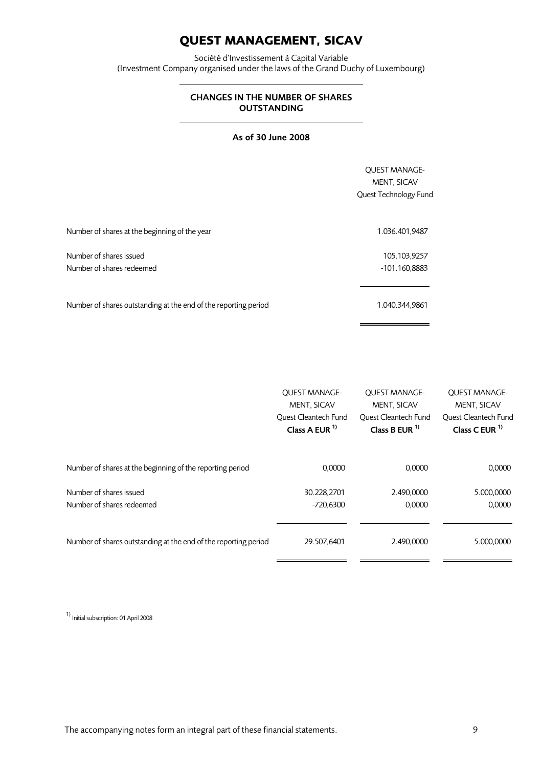# QUEST MANAGEMENT, SICAV

Société d'Investissement à Capital Variable
(Investment Company organised under the laws of the Grand Duchy of Luxembourg)

## CHANGES IN THE NUMBER OF SHARES OUTSTANDING

**As of 30 June 2008**

| | QUEST MANAGE-MENT, SICAV Quest Technology Fund |
|---|---|
| Number of shares at the beginning of the year | 1.036.401,9487 |
| Number of shares issued | 105.103,9257 |
| Number of shares redeemed | -101.160,8883 |
| Number of shares outstanding at the end of the reporting period | 1.040.344,9861 |

| | QUEST MANAGE-MENT, SICAV Quest Cleantech Fund **Class A EUR [1)]** | QUEST MANAGE-MENT, SICAV Quest Cleantech Fund **Class B EUR [1)]** | QUEST MANAGE-MENT, SICAV Quest Cleantech Fund **Class C EUR [1)]** |
|---|---|---|---|
| Number of shares at the beginning of the reporting period | 0,0000 | 0,0000 | 0,0000 |
| Number of shares issued | 30.228,2701 | 2.490,0000 | 5.000,0000 |
| Number of shares redeemed | -720,6300 | 0,0000 | 0,0000 |
| Number of shares outstanding at the end of the reporting period | 29.507,6401 | 2.490,0000 | 5.000,0000 |

[1)] Initial subscription: 01 April 2008

The accompanying notes form an integral part of these financial statements.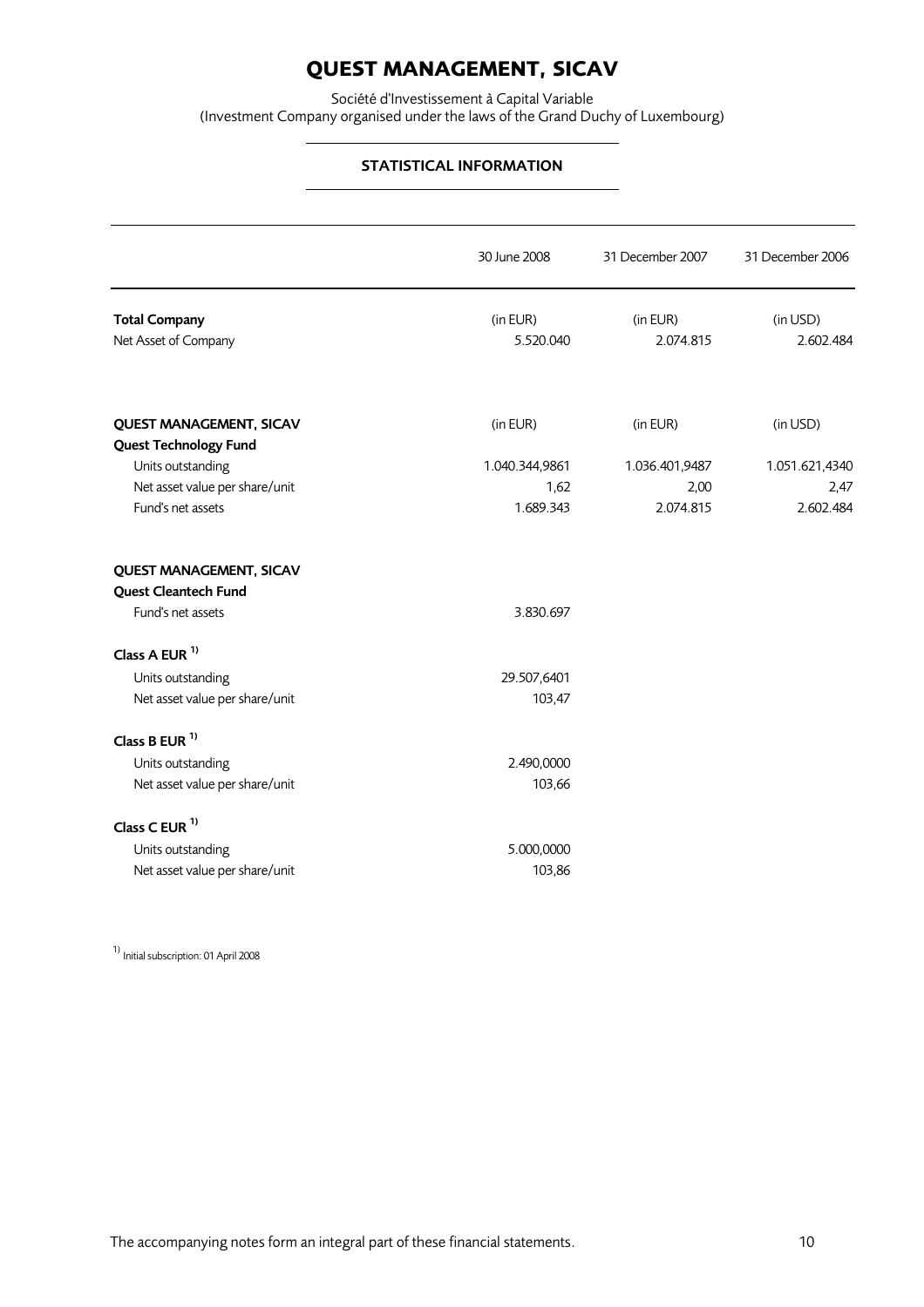# QUEST MANAGEMENT, SICAV

Société d'Investissement à Capital Variable
(Investment Company organised under the laws of the Grand Duchy of Luxembourg)

## STATISTICAL INFORMATION

| | 30 June 2008 | 31 December 2007 | 31 December 2006 |
|---|---|---|---|
| **Total Company** | (in EUR) | (in EUR) | (in USD) |
| Net Asset of Company | 5.520.040 | 2.074.815 | 2.602.484 |
| | | | |
| **QUEST MANAGEMENT, SICAV** | (in EUR) | (in EUR) | (in USD) |
| **Quest Technology Fund** | | | |
| Units outstanding | 1.040.344,9861 | 1.036.401,9487 | 1.051.621,4340 |
| Net asset value per share/unit | 1,62 | 2,00 | 2,47 |
| Fund's net assets | 1.689.343 | 2.074.815 | 2.602.484 |
| | | | |
| **QUEST MANAGEMENT, SICAV** | | | |
| **Quest Cleantech Fund** | | | |
| Fund's net assets | 3.830.697 | | |
| **Class A EUR [1)]** | | | |
| Units outstanding | 29.507,6401 | | |
| Net asset value per share/unit | 103,47 | | |
| **Class B EUR [1)]** | | | |
| Units outstanding | 2.490,0000 | | |
| Net asset value per share/unit | 103,66 | | |
| **Class C EUR [1)]** | | | |
| Units outstanding | 5.000,0000 | | |
| Net asset value per share/unit | 103,86 | | |

[1)] Initial subscription: 01 April 2008

The accompanying notes form an integral part of these financial statements.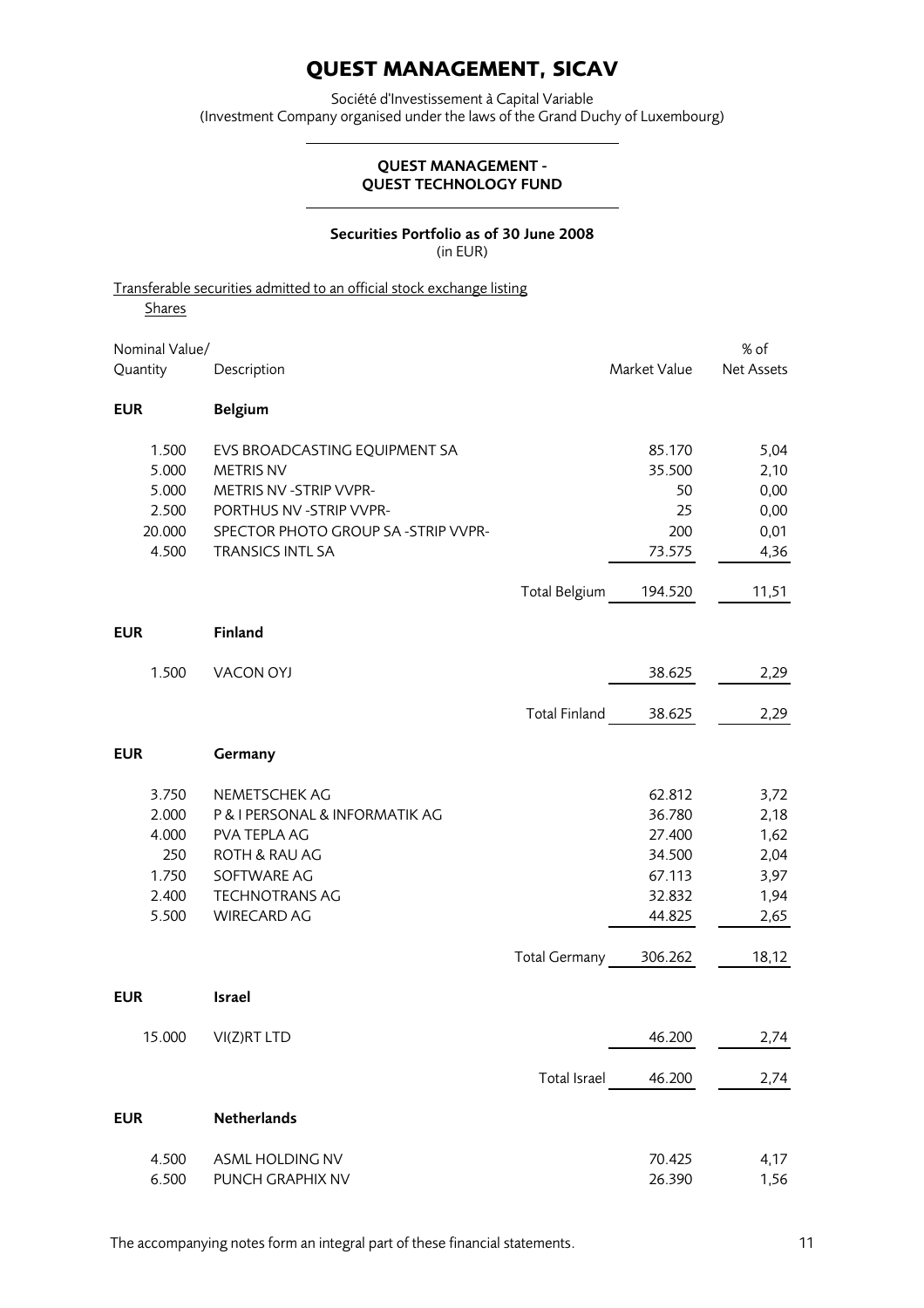# QUEST MANAGEMENT, SICAV

Société d'Investissement à Capital Variable
(Investment Company organised under the laws of the Grand Duchy of Luxembourg)

### QUEST MANAGEMENT - QUEST TECHNOLOGY FUND

**Securities Portfolio as of 30 June 2008**
(in EUR)

Transferable securities admitted to an official stock exchange listing

Shares

| Nominal Value/ Quantity | Description | | Market Value | % of Net Assets |
|---|---|---|---|---|
| **EUR** | **Belgium** | | | |
| 1.500 | EVS BROADCASTING EQUIPMENT SA | | 85.170 | 5,04 |
| 5.000 | METRIS NV | | 35.500 | 2,10 |
| 5.000 | METRIS NV -STRIP VVPR- | | 50 | 0,00 |
| 2.500 | PORTHUS NV -STRIP VVPR- | | 25 | 0,00 |
| 20.000 | SPECTOR PHOTO GROUP SA -STRIP VVPR- | | 200 | 0,01 |
| 4.500 | TRANSICS INTL SA | | 73.575 | 4,36 |
| | | Total Belgium | 194.520 | 11,51 |
| **EUR** | **Finland** | | | |
| 1.500 | VACON OYJ | | 38.625 | 2,29 |
| | | Total Finland | 38.625 | 2,29 |
| **EUR** | **Germany** | | | |
| 3.750 | NEMETSCHEK AG | | 62.812 | 3,72 |
| 2.000 | P & I PERSONAL & INFORMATIK AG | | 36.780 | 2,18 |
| 4.000 | PVA TEPLA AG | | 27.400 | 1,62 |
| 250 | ROTH & RAU AG | | 34.500 | 2,04 |
| 1.750 | SOFTWARE AG | | 67.113 | 3,97 |
| 2.400 | TECHNOTRANS AG | | 32.832 | 1,94 |
| 5.500 | WIRECARD AG | | 44.825 | 2,65 |
| | | Total Germany | 306.262 | 18,12 |
| **EUR** | **Israel** | | | |
| 15.000 | VI(Z)RT LTD | | 46.200 | 2,74 |
| | | Total Israel | 46.200 | 2,74 |
| **EUR** | **Netherlands** | | | |
| 4.500 | ASML HOLDING NV | | 70.425 | 4,17 |
| 6.500 | PUNCH GRAPHIX NV | | 26.390 | 1,56 |

The accompanying notes form an integral part of these financial statements.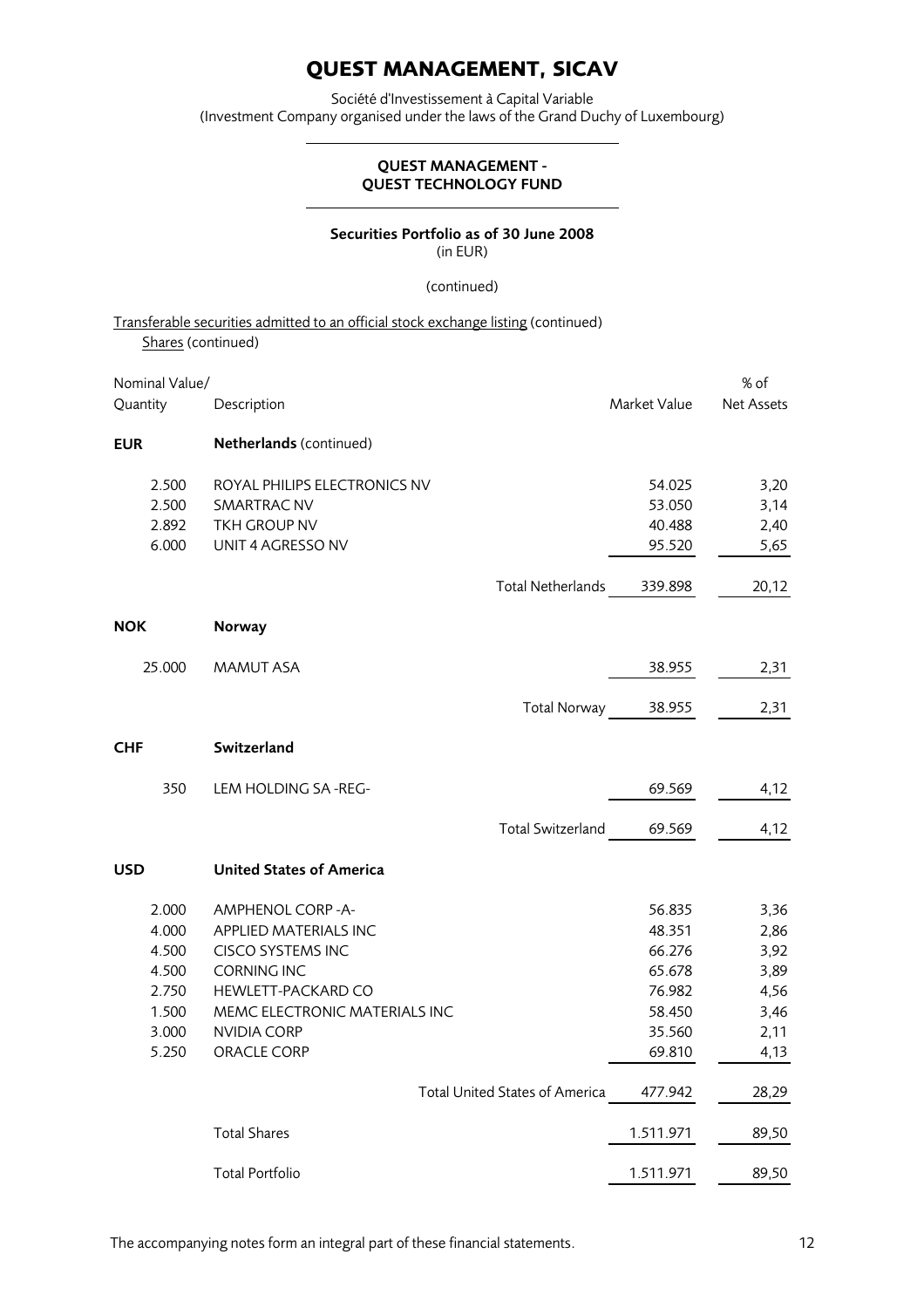# QUEST MANAGEMENT, SICAV

Société d'Investissement à Capital Variable
(Investment Company organised under the laws of the Grand Duchy of Luxembourg)

## QUEST MANAGEMENT - QUEST TECHNOLOGY FUND

### Securities Portfolio as of 30 June 2008
(in EUR)

(continued)

Transferable securities admitted to an official stock exchange listing (continued)
Shares (continued)

| Nominal Value/ Quantity | Description | Market Value | % of Net Assets |
|---|---|---|---|
| **EUR** | **Netherlands** (continued) | | |
| 2.500 | ROYAL PHILIPS ELECTRONICS NV | 54.025 | 3,20 |
| 2.500 | SMARTRAC NV | 53.050 | 3,14 |
| 2.892 | TKH GROUP NV | 40.488 | 2,40 |
| 6.000 | UNIT 4 AGRESSO NV | 95.520 | 5,65 |
| | Total Netherlands | 339.898 | 20,12 |
| **NOK** | **Norway** | | |
| 25.000 | MAMUT ASA | 38.955 | 2,31 |
| | Total Norway | 38.955 | 2,31 |
| **CHF** | **Switzerland** | | |
| 350 | LEM HOLDING SA -REG- | 69.569 | 4,12 |
| | Total Switzerland | 69.569 | 4,12 |
| **USD** | **United States of America** | | |
| 2.000 | AMPHENOL CORP -A- | 56.835 | 3,36 |
| 4.000 | APPLIED MATERIALS INC | 48.351 | 2,86 |
| 4.500 | CISCO SYSTEMS INC | 66.276 | 3,92 |
| 4.500 | CORNING INC | 65.678 | 3,89 |
| 2.750 | HEWLETT-PACKARD CO | 76.982 | 4,56 |
| 1.500 | MEMC ELECTRONIC MATERIALS INC | 58.450 | 3,46 |
| 3.000 | NVIDIA CORP | 35.560 | 2,11 |
| 5.250 | ORACLE CORP | 69.810 | 4,13 |
| | Total United States of America | 477.942 | 28,29 |
| | Total Shares | 1.511.971 | 89,50 |
| | Total Portfolio | 1.511.971 | 89,50 |

The accompanying notes form an integral part of these financial statements.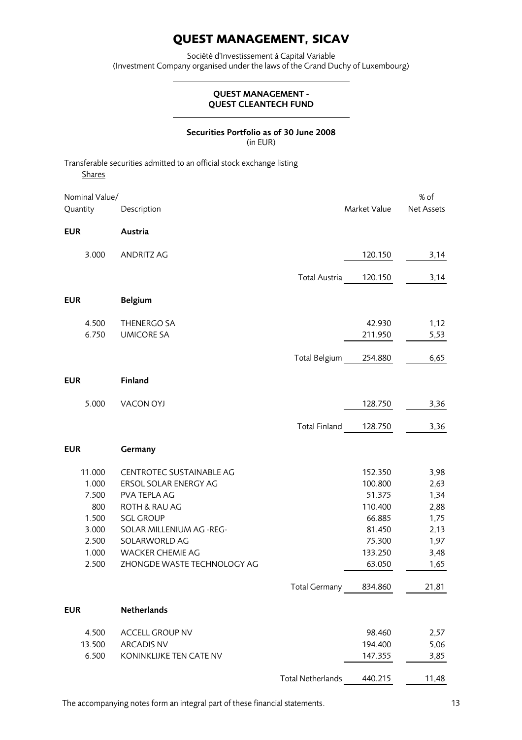# QUEST MANAGEMENT, SICAV

Société d'Investissement à Capital Variable
(Investment Company organised under the laws of the Grand Duchy of Luxembourg)

## QUEST MANAGEMENT - QUEST CLEANTECH FUND

### Securities Portfolio as of 30 June 2008
(in EUR)

Transferable securities admitted to an official stock exchange listing

Shares

| Nominal Value/ Quantity | Description | | Market Value | % of Net Assets |
|---|---|---|---|---|
| **EUR** | **Austria** | | | |
| 3.000 | ANDRITZ AG | | 120.150 | 3,14 |
| | | Total Austria | 120.150 | 3,14 |
| **EUR** | **Belgium** | | | |
| 4.500 | THENERGO SA | | 42.930 | 1,12 |
| 6.750 | UMICORE SA | | 211.950 | 5,53 |
| | | Total Belgium | 254.880 | 6,65 |
| **EUR** | **Finland** | | | |
| 5.000 | VACON OYJ | | 128.750 | 3,36 |
| | | Total Finland | 128.750 | 3,36 |
| **EUR** | **Germany** | | | |
| 11.000 | CENTROTEC SUSTAINABLE AG | | 152.350 | 3,98 |
| 1.000 | ERSOL SOLAR ENERGY AG | | 100.800 | 2,63 |
| 7.500 | PVA TEPLA AG | | 51.375 | 1,34 |
| 800 | ROTH & RAU AG | | 110.400 | 2,88 |
| 1.500 | SGL GROUP | | 66.885 | 1,75 |
| 3.000 | SOLAR MILLENIUM AG -REG- | | 81.450 | 2,13 |
| 2.500 | SOLARWORLD AG | | 75.300 | 1,97 |
| 1.000 | WACKER CHEMIE AG | | 133.250 | 3,48 |
| 2.500 | ZHONGDE WASTE TECHNOLOGY AG | | 63.050 | 1,65 |
| | | Total Germany | 834.860 | 21,81 |
| **EUR** | **Netherlands** | | | |
| 4.500 | ACCELL GROUP NV | | 98.460 | 2,57 |
| 13.500 | ARCADIS NV | | 194.400 | 5,06 |
| 6.500 | KONINKLIJKE TEN CATE NV | | 147.355 | 3,85 |
| | | Total Netherlands | 440.215 | 11,48 |

The accompanying notes form an integral part of these financial statements.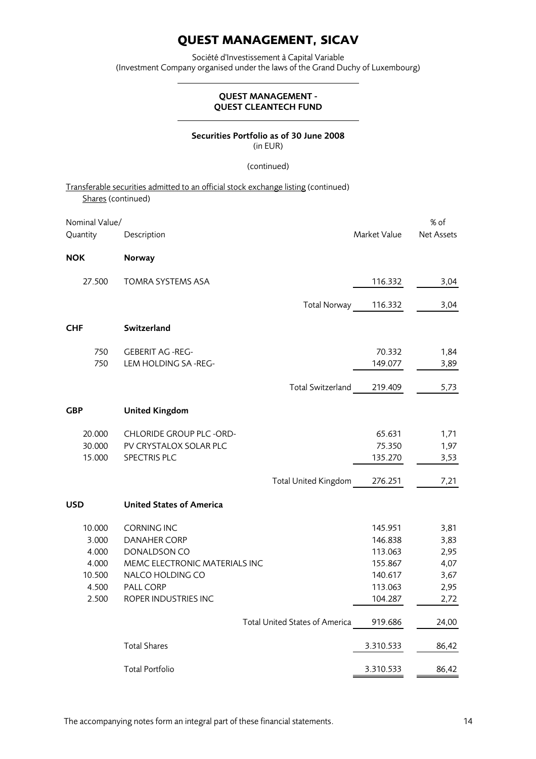# QUEST MANAGEMENT, SICAV

Société d'Investissement à Capital Variable
(Investment Company organised under the laws of the Grand Duchy of Luxembourg)

## QUEST MANAGEMENT -
## QUEST CLEANTECH FUND

### Securities Portfolio as of 30 June 2008
(in EUR)

(continued)

Transferable securities admitted to an official stock exchange listing (continued)
Shares (continued)

| Nominal Value/ Quantity | Description | Market Value | % of Net Assets |
|---|---|---|---|
| **NOK** | **Norway** | | |
| 27.500 | TOMRA SYSTEMS ASA | 116.332 | 3,04 |
| | Total Norway | 116.332 | 3,04 |
| **CHF** | **Switzerland** | | |
| 750 | GEBERIT AG -REG- | 70.332 | 1,84 |
| 750 | LEM HOLDING SA -REG- | 149.077 | 3,89 |
| | Total Switzerland | 219.409 | 5,73 |
| **GBP** | **United Kingdom** | | |
| 20.000 | CHLORIDE GROUP PLC -ORD- | 65.631 | 1,71 |
| 30.000 | PV CRYSTALOX SOLAR PLC | 75.350 | 1,97 |
| 15.000 | SPECTRIS PLC | 135.270 | 3,53 |
| | Total United Kingdom | 276.251 | 7,21 |
| **USD** | **United States of America** | | |
| 10.000 | CORNING INC | 145.951 | 3,81 |
| 3.000 | DANAHER CORP | 146.838 | 3,83 |
| 4.000 | DONALDSON CO | 113.063 | 2,95 |
| 4.000 | MEMC ELECTRONIC MATERIALS INC | 155.867 | 4,07 |
| 10.500 | NALCO HOLDING CO | 140.617 | 3,67 |
| 4.500 | PALL CORP | 113.063 | 2,95 |
| 2.500 | ROPER INDUSTRIES INC | 104.287 | 2,72 |
| | Total United States of America | 919.686 | 24,00 |
| | Total Shares | 3.310.533 | 86,42 |
| | Total Portfolio | 3.310.533 | 86,42 |

The accompanying notes form an integral part of these financial statements.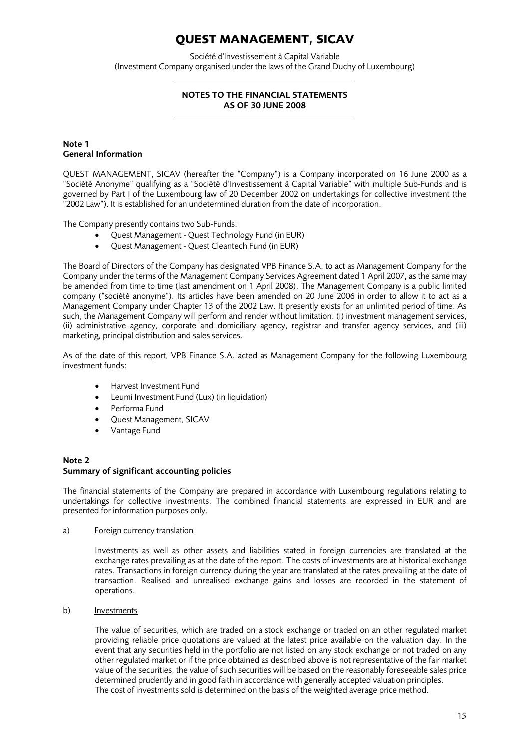# QUEST MANAGEMENT, SICAV

Société d'Investissement à Capital Variable
(Investment Company organised under the laws of the Grand Duchy of Luxembourg)

## NOTES TO THE FINANCIAL STATEMENTS AS OF 30 JUNE 2008

### Note 1
### General Information

QUEST MANAGEMENT, SICAV (hereafter the "Company") is a Company incorporated on 16 June 2000 as a "Société Anonyme" qualifying as a "Société d'Investissement à Capital Variable" with multiple Sub-Funds and is governed by Part I of the Luxembourg law of 20 December 2002 on undertakings for collective investment (the "2002 Law"). It is established for an undetermined duration from the date of incorporation.

The Company presently contains two Sub-Funds:

- Quest Management - Quest Technology Fund (in EUR)
- Quest Management - Quest Cleantech Fund (in EUR)

The Board of Directors of the Company has designated VPB Finance S.A. to act as Management Company for the Company under the terms of the Management Company Services Agreement dated 1 April 2007, as the same may be amended from time to time (last amendment on 1 April 2008). The Management Company is a public limited company ("société anonyme"). Its articles have been amended on 20 June 2006 in order to allow it to act as a Management Company under Chapter 13 of the 2002 Law. It presently exists for an unlimited period of time. As such, the Management Company will perform and render without limitation: (i) investment management services, (ii) administrative agency, corporate and domiciliary agency, registrar and transfer agency services, and (iii) marketing, principal distribution and sales services.

As of the date of this report, VPB Finance S.A. acted as Management Company for the following Luxembourg investment funds:

- Harvest Investment Fund
- Leumi Investment Fund (Lux) (in liquidation)
- Performa Fund
- Quest Management, SICAV
- Vantage Fund

### Note 2
### Summary of significant accounting policies

The financial statements of the Company are prepared in accordance with Luxembourg regulations relating to undertakings for collective investments. The combined financial statements are expressed in EUR and are presented for information purposes only.

a) Foreign currency translation

Investments as well as other assets and liabilities stated in foreign currencies are translated at the exchange rates prevailing as at the date of the report. The costs of investments are at historical exchange rates. Transactions in foreign currency during the year are translated at the rates prevailing at the date of transaction. Realised and unrealised exchange gains and losses are recorded in the statement of operations.

b) Investments

The value of securities, which are traded on a stock exchange or traded on an other regulated market providing reliable price quotations are valued at the latest price available on the valuation day. In the event that any securities held in the portfolio are not listed on any stock exchange or not traded on any other regulated market or if the price obtained as described above is not representative of the fair market value of the securities, the value of such securities will be based on the reasonably foreseeable sales price determined prudently and in good faith in accordance with generally accepted valuation principles.
The cost of investments sold is determined on the basis of the weighted average price method.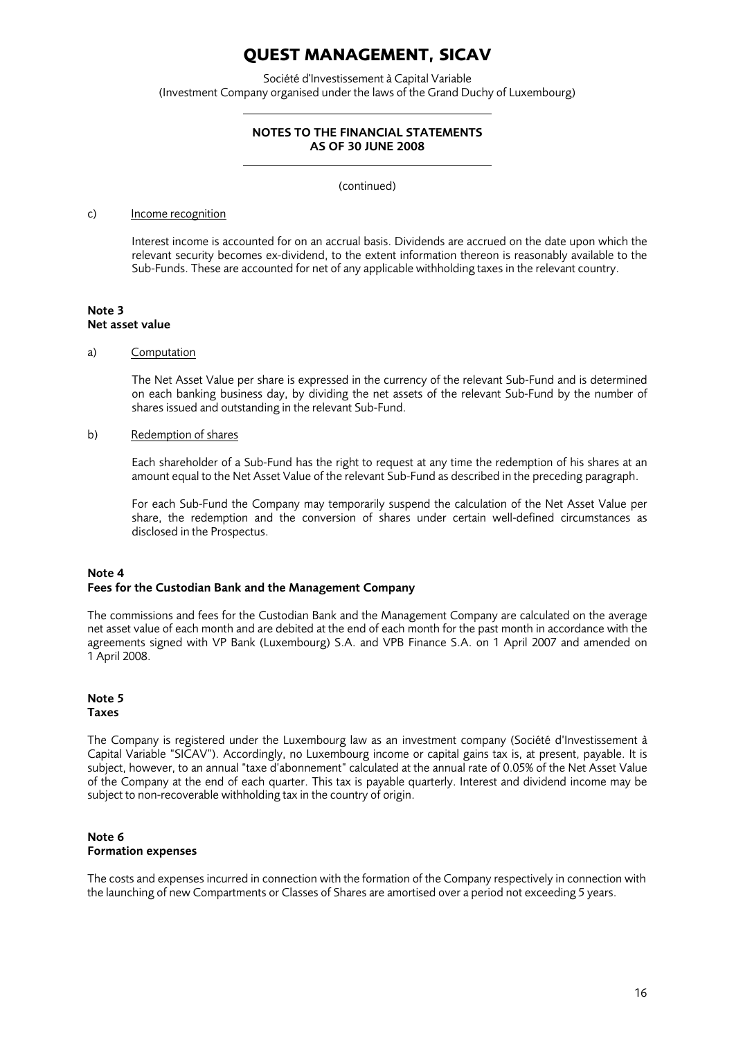# QUEST MANAGEMENT, SICAV

Société d'Investissement à Capital Variable
(Investment Company organised under the laws of the Grand Duchy of Luxembourg)

**NOTES TO THE FINANCIAL STATEMENTS AS OF 30 JUNE 2008**

(continued)

c) Income recognition

Interest income is accounted for on an accrual basis. Dividends are accrued on the date upon which the relevant security becomes ex-dividend, to the extent information thereon is reasonably available to the Sub-Funds. These are accounted for net of any applicable withholding taxes in the relevant country.

**Note 3**
**Net asset value**

a) Computation

The Net Asset Value per share is expressed in the currency of the relevant Sub-Fund and is determined on each banking business day, by dividing the net assets of the relevant Sub-Fund by the number of shares issued and outstanding in the relevant Sub-Fund.

b) Redemption of shares

Each shareholder of a Sub-Fund has the right to request at any time the redemption of his shares at an amount equal to the Net Asset Value of the relevant Sub-Fund as described in the preceding paragraph.

For each Sub-Fund the Company may temporarily suspend the calculation of the Net Asset Value per share, the redemption and the conversion of shares under certain well-defined circumstances as disclosed in the Prospectus.

**Note 4**
**Fees for the Custodian Bank and the Management Company**

The commissions and fees for the Custodian Bank and the Management Company are calculated on the average net asset value of each month and are debited at the end of each month for the past month in accordance with the agreements signed with VP Bank (Luxembourg) S.A. and VPB Finance S.A. on 1 April 2007 and amended on 1 April 2008.

**Note 5**
**Taxes**

The Company is registered under the Luxembourg law as an investment company (Société d'Investissement à Capital Variable "SICAV"). Accordingly, no Luxembourg income or capital gains tax is, at present, payable. It is subject, however, to an annual "taxe d'abonnement" calculated at the annual rate of 0.05% of the Net Asset Value of the Company at the end of each quarter. This tax is payable quarterly. Interest and dividend income may be subject to non-recoverable withholding tax in the country of origin.

**Note 6**
**Formation expenses**

The costs and expenses incurred in connection with the formation of the Company respectively in connection with the launching of new Compartments or Classes of Shares are amortised over a period not exceeding 5 years.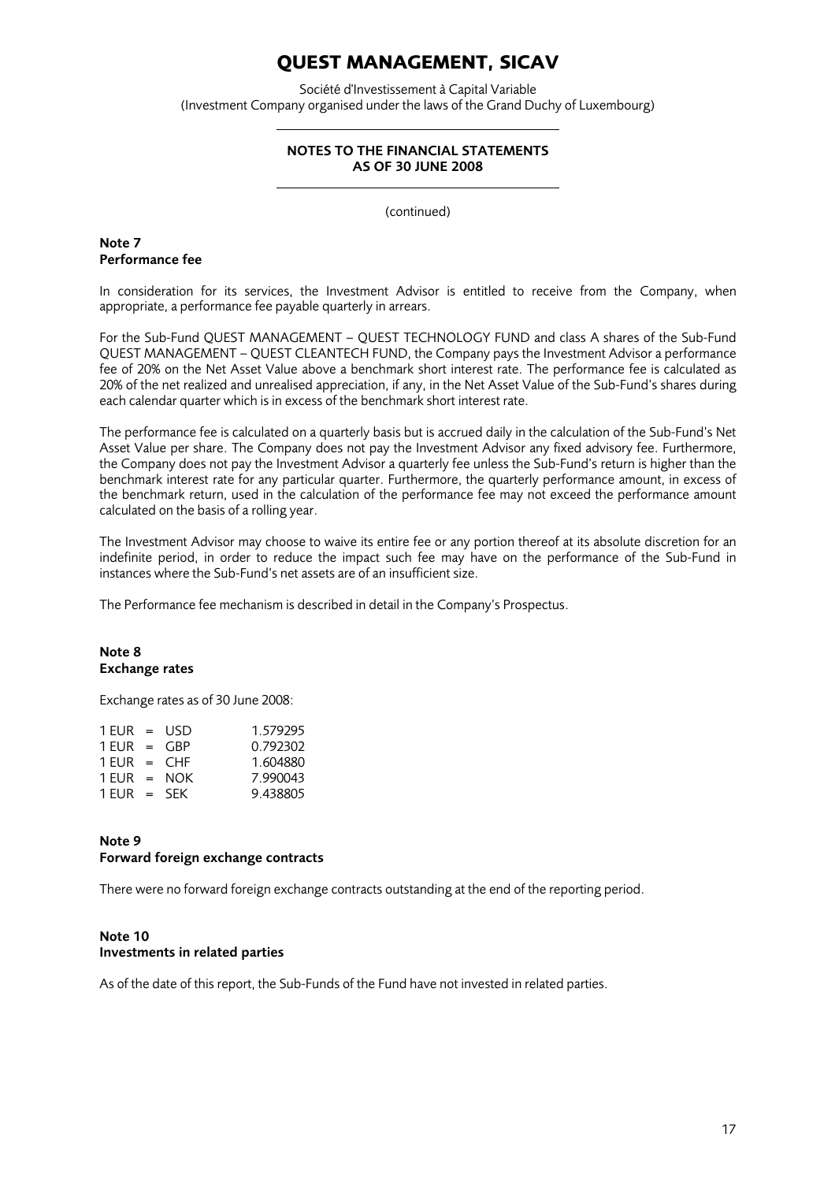# QUEST MANAGEMENT, SICAV

Société d'Investissement à Capital Variable
(Investment Company organised under the laws of the Grand Duchy of Luxembourg)

**NOTES TO THE FINANCIAL STATEMENTS**
**AS OF 30 JUNE 2008**

(continued)

## Note 7
## Performance fee

In consideration for its services, the Investment Advisor is entitled to receive from the Company, when appropriate, a performance fee payable quarterly in arrears.

For the Sub-Fund QUEST MANAGEMENT – QUEST TECHNOLOGY FUND and class A shares of the Sub-Fund QUEST MANAGEMENT – QUEST CLEANTECH FUND, the Company pays the Investment Advisor a performance fee of 20% on the Net Asset Value above a benchmark short interest rate. The performance fee is calculated as 20% of the net realized and unrealised appreciation, if any, in the Net Asset Value of the Sub-Fund's shares during each calendar quarter which is in excess of the benchmark short interest rate.

The performance fee is calculated on a quarterly basis but is accrued daily in the calculation of the Sub-Fund's Net Asset Value per share. The Company does not pay the Investment Advisor any fixed advisory fee. Furthermore, the Company does not pay the Investment Advisor a quarterly fee unless the Sub-Fund's return is higher than the benchmark interest rate for any particular quarter. Furthermore, the quarterly performance amount, in excess of the benchmark return, used in the calculation of the performance fee may not exceed the performance amount calculated on the basis of a rolling year.

The Investment Advisor may choose to waive its entire fee or any portion thereof at its absolute discretion for an indefinite period, in order to reduce the impact such fee may have on the performance of the Sub-Fund in instances where the Sub-Fund's net assets are of an insufficient size.

The Performance fee mechanism is described in detail in the Company's Prospectus.

## Note 8
## Exchange rates

Exchange rates as of 30 June 2008:

| | | | |
|---|---|---|---|
| 1 EUR | = | USD | 1.579295 |
| 1 EUR | = | GBP | 0.792302 |
| 1 EUR | = | CHF | 1.604880 |
| 1 EUR | = | NOK | 7.990043 |
| 1 EUR | = | SEK | 9.438805 |

## Note 9
## Forward foreign exchange contracts

There were no forward foreign exchange contracts outstanding at the end of the reporting period.

## Note 10
## Investments in related parties

As of the date of this report, the Sub-Funds of the Fund have not invested in related parties.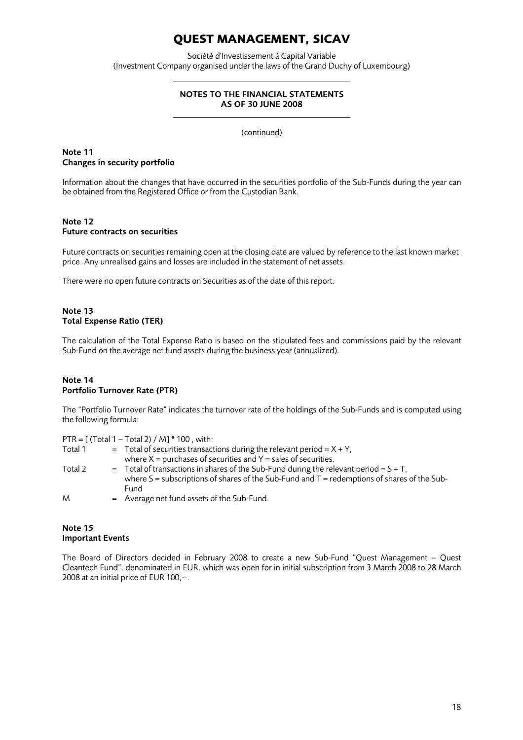# QUEST MANAGEMENT, SICAV

Société d'Investissement à Capital Variable
(Investment Company organised under the laws of the Grand Duchy of Luxembourg)

**NOTES TO THE FINANCIAL STATEMENTS**
**AS OF 30 JUNE 2008**

(continued)

**Note 11**
**Changes in security portfolio**

Information about the changes that have occurred in the securities portfolio of the Sub-Funds during the year can be obtained from the Registered Office or from the Custodian Bank.

**Note 12**
**Future contracts on securities**

Future contracts on securities remaining open at the closing date are valued by reference to the last known market price. Any unrealised gains and losses are included in the statement of net assets.

There were no open future contracts on Securities as of the date of this report.

**Note 13**
**Total Expense Ratio (TER)**

The calculation of the Total Expense Ratio is based on the stipulated fees and commissions paid by the relevant Sub-Fund on the average net fund assets during the business year (annualized).

**Note 14**
**Portfolio Turnover Rate (PTR)**

The "Portfolio Turnover Rate" indicates the turnover rate of the holdings of the Sub-Funds and is computed using the following formula:

$PTR = [ (Total\ 1 - Total\ 2) / M] * 100$ , with:

| | | |
|---|---|---|
| Total 1 | = | Total of securities transactions during the relevant period = $X + Y$, where $X$ = purchases of securities and $Y$ = sales of securities. |
| Total 2 | = | Total of transactions in shares of the Sub-Fund during the relevant period = $S + T$, where $S$ = subscriptions of shares of the Sub-Fund and $T$ = redemptions of shares of the Sub-Fund |
| M | = | Average net fund assets of the Sub-Fund. |

**Note 15**
**Important Events**

The Board of Directors decided in February 2008 to create a new Sub-Fund "Quest Management – Quest Cleantech Fund", denominated in EUR, which was open for in initial subscription from 3 March 2008 to 28 March 2008 at an initial price of EUR 100,--.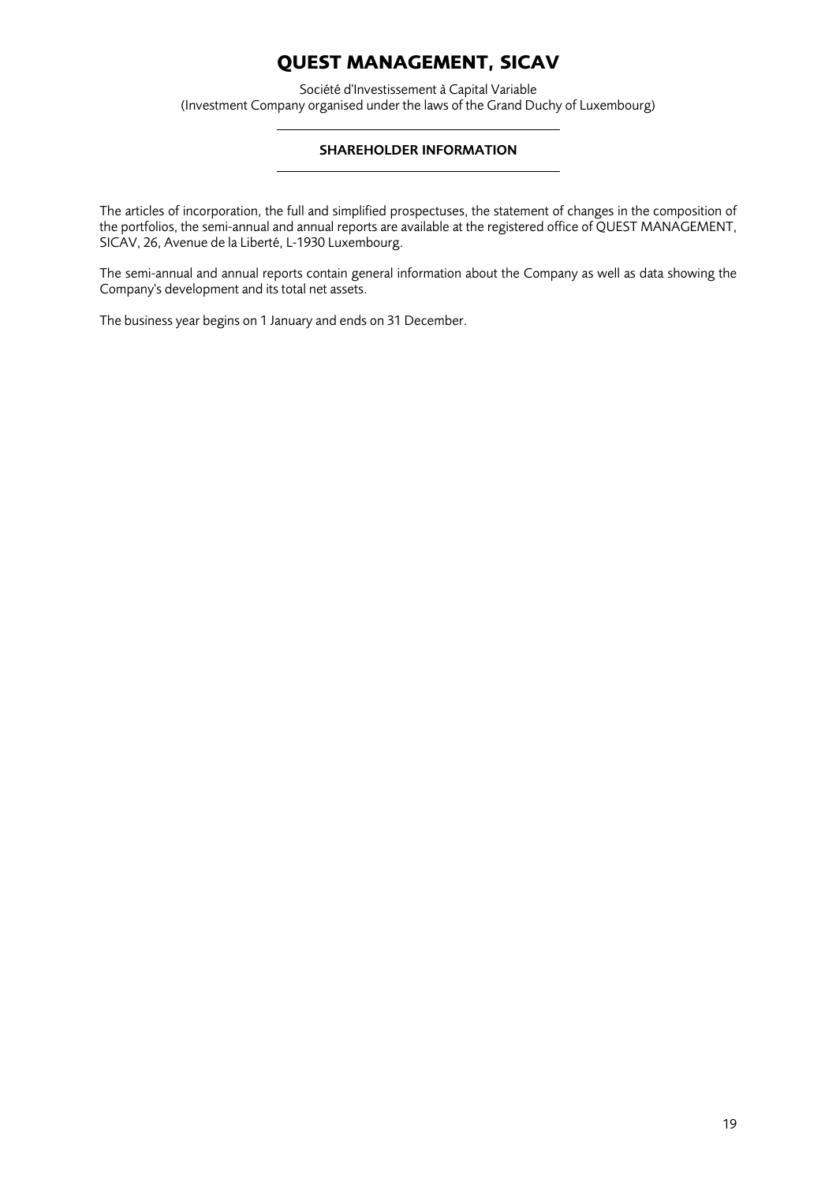# QUEST MANAGEMENT, SICAV

Société d'Investissement à Capital Variable
(Investment Company organised under the laws of the Grand Duchy of Luxembourg)

## SHAREHOLDER INFORMATION

The articles of incorporation, the full and simplified prospectuses, the statement of changes in the composition of the portfolios, the semi-annual and annual reports are available at the registered office of QUEST MANAGEMENT, SICAV, 26, Avenue de la Liberté, L-1930 Luxembourg.

The semi-annual and annual reports contain general information about the Company as well as data showing the Company's development and its total net assets.

The business year begins on 1 January and ends on 31 December.